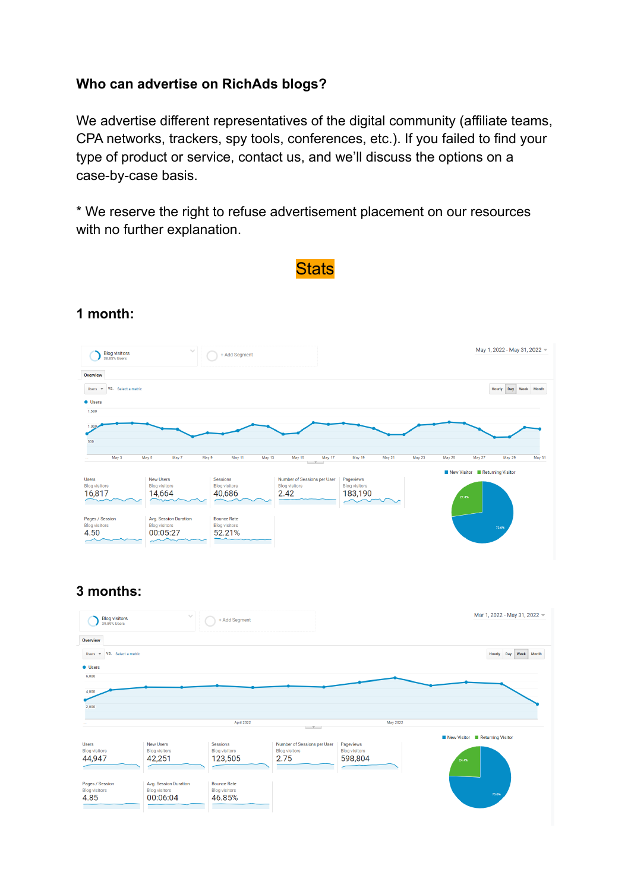### Who can advertise on RichAds blogs?

We advertise different representatives of the digital community (affiliate teams, CPA networks, trackers, spy tools, conferences, etc.). If you failed to find your type of product or service, contact us, and we'll discuss the options on a case-by-case basis.

* We reserve the right to refuse advertisement placement on our resources with no further explanation.

## Stats

### 1 month:

Blog visitors (38.85% Users) | May 1, 2022 - May 31, 2022

| Users | New Users | Sessions | Number of Sessions per User | Pageviews |
|---|---|---|---|---|
| 16,817 | 14,664 | 40,686 | 2.42 | 183,190 |

| Pages / Session | Avg. Session Duration | Bounce Rate |
|---|---|---|
| 4.50 | 00:05:27 | 52.21% |

New Visitor 72.6% / Returning Visitor 27.4%

### 3 months:

Blog visitors (39.89% Users) | Mar 1, 2022 - May 31, 2022

| Users | New Users | Sessions | Number of Sessions per User | Pageviews |
|---|---|---|---|---|
| 44,947 | 42,251 | 123,505 | 2.75 | 598,804 |

| Pages / Session | Avg. Session Duration | Bounce Rate |
|---|---|---|
| 4.85 | 00:06:04 | 46.85% |

New Visitor 75.6% / Returning Visitor 24.4%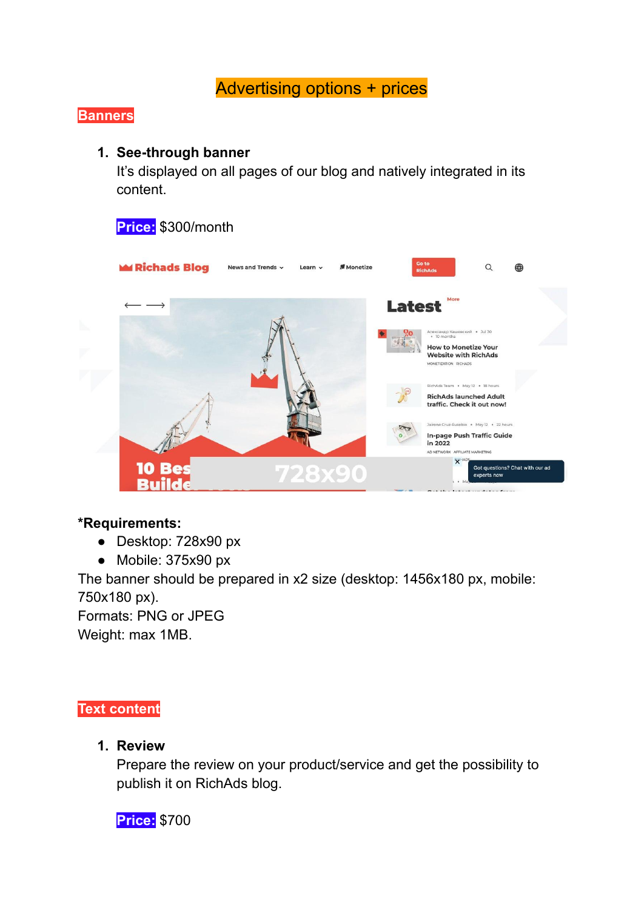# Advertising options + prices

## Banners

1. **See-through banner**
   It's displayed on all pages of our blog and natively integrated in its content.

   **Price:** $300/month

**\*Requirements:**

- Desktop: 728x90 px
- Mobile: 375x90 px

The banner should be prepared in x2 size (desktop: 1456x180 px, mobile: 750x180 px).
Formats: PNG or JPEG
Weight: max 1MB.

## Text content

1. **Review**
   Prepare the review on your product/service and get the possibility to publish it on RichAds blog.

   **Price:** $700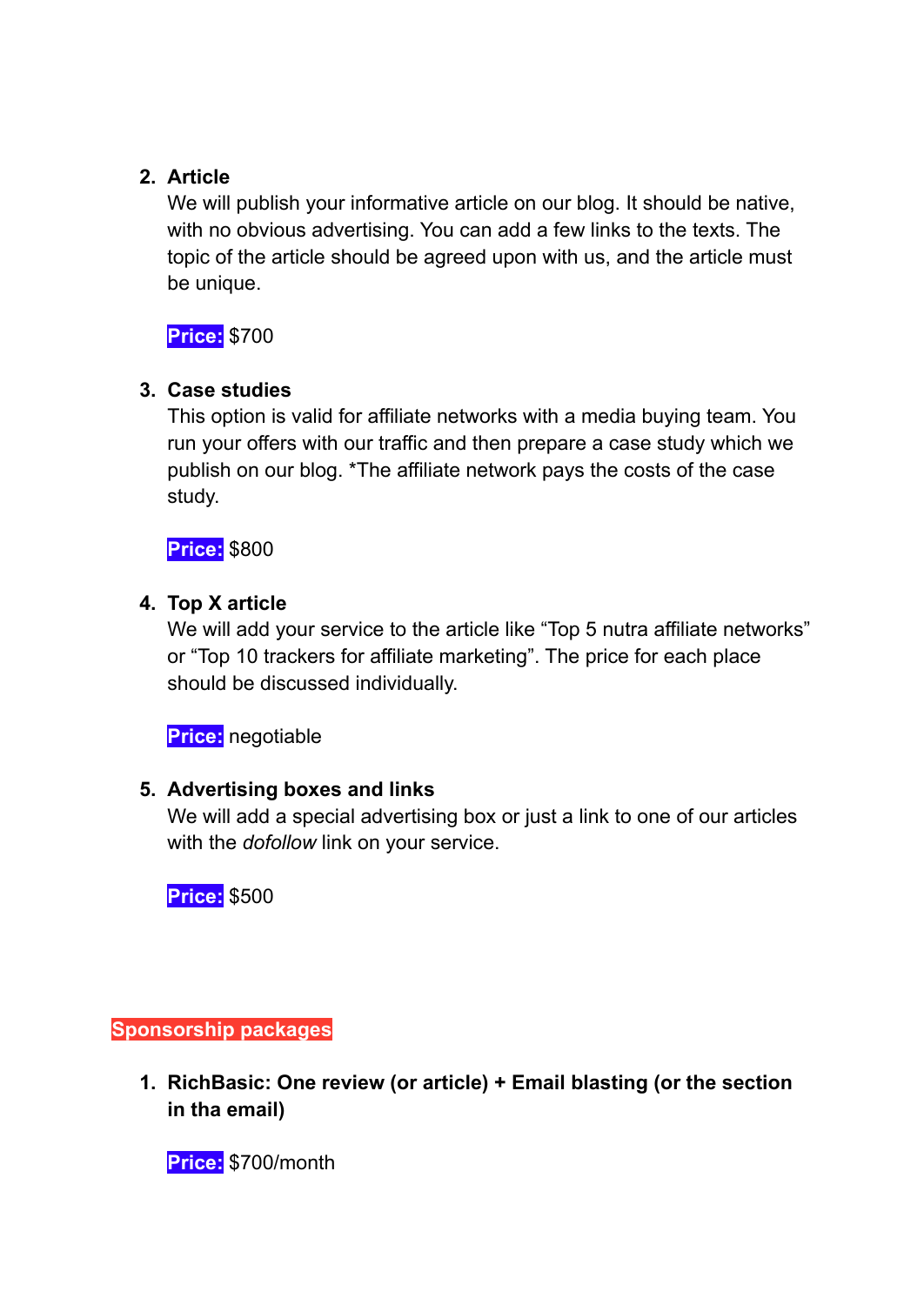2. **Article**
   We will publish your informative article on our blog. It should be native, with no obvious advertising. You can add a few links to the texts. The topic of the article should be agreed upon with us, and the article must be unique.

   **Price:** $700

3. **Case studies**
   This option is valid for affiliate networks with a media buying team. You run your offers with our traffic and then prepare a case study which we publish on our blog. *The affiliate network pays the costs of the case study.

   **Price:** $800

4. **Top X article**
   We will add your service to the article like “Top 5 nutra affiliate networks” or “Top 10 trackers for affiliate marketing”. The price for each place should be discussed individually.

   **Price:** negotiable

5. **Advertising boxes and links**
   We will add a special advertising box or just a link to one of our articles with the *dofollow* link on your service.

   **Price:** $500

## Sponsorship packages

1. **RichBasic: One review (or article) + Email blasting (or the section in tha email)**

   **Price:** $700/month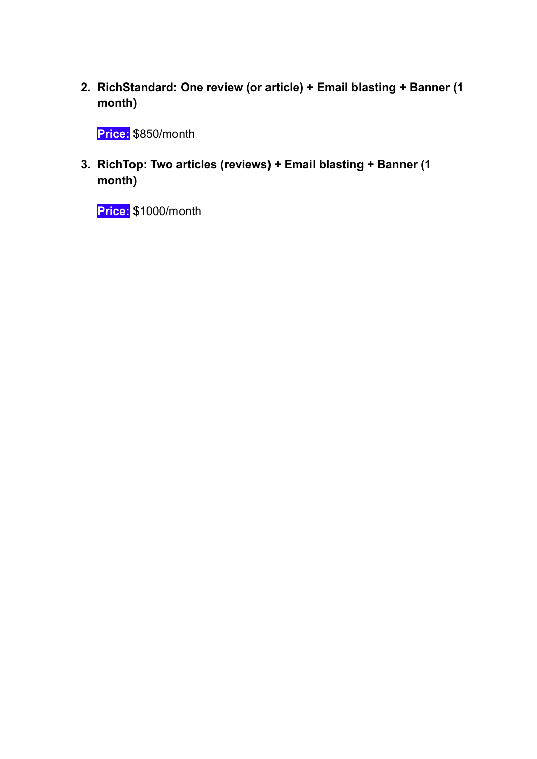2. **RichStandard: One review (or article) + Email blasting + Banner (1 month)**

   **Price:** $850/month

3. **RichTop: Two articles (reviews) + Email blasting + Banner (1 month)**

   **Price:** $1000/month